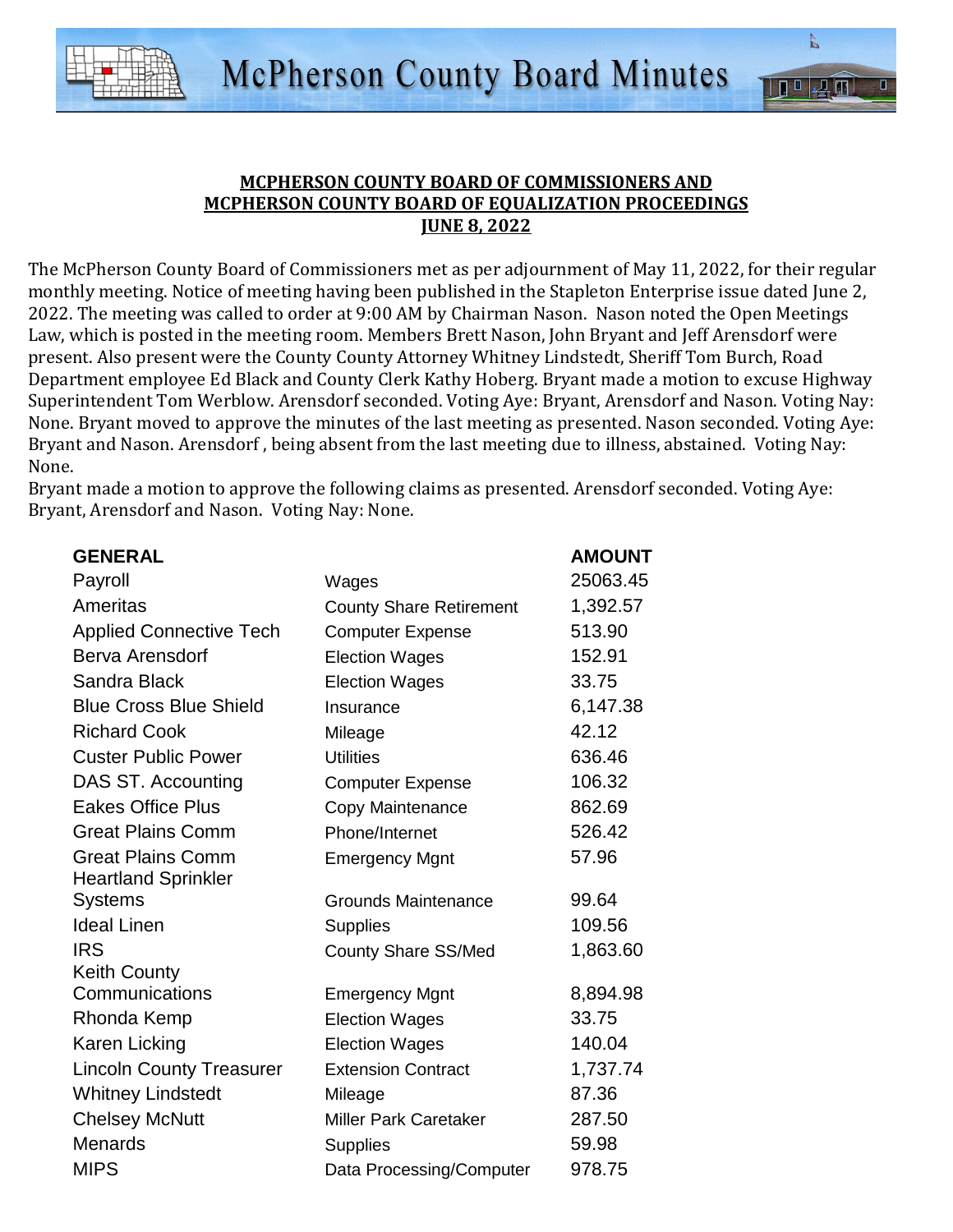## MCPHERSON COUNTY BOARD OF COMMISSIONERS AND MCPHERSON COUNTY BOARD OF EQUALIZATION PROCEEDINGS JUNE 8, 2022

The McPherson County Board of Commissioners met as per adjournment of May 11, 2022, for their regular monthly meeting. Notice of meeting having been published in the Stapleton Enterprise issue dated June 2, 2022. The meeting was called to order at 9:00 AM by Chairman Nason. Nason noted the Open Meetings Law, which is posted in the meeting room. Members Brett Nason, John Bryant and Jeff Arensdorf were present. Also present were the County County Attorney Whitney Lindstedt, Sheriff Tom Burch, Road Department employee Ed Black and County Clerk Kathy Hoberg. Bryant made a motion to excuse Highway Superintendent Tom Werblow. Arensdorf seconded. Voting Aye: Bryant, Arensdorf and Nason. Voting Nay: None. Bryant moved to approve the minutes of the last meeting as presented. Nason seconded. Voting Aye: Bryant and Nason. Arensdorf , being absent from the last meeting due to illness, abstained. Voting Nay: None.

Bryant made a motion to approve the following claims as presented. Arensdorf seconded. Voting Aye: Bryant, Arensdorf and Nason. Voting Nay: None.

| GENERAL | | AMOUNT |
|---|---|---|
| Payroll | Wages | 25063.45 |
| Ameritas | County Share Retirement | 1,392.57 |
| Applied Connective Tech | Computer Expense | 513.90 |
| Berva Arensdorf | Election Wages | 152.91 |
| Sandra Black | Election Wages | 33.75 |
| Blue Cross Blue Shield | Insurance | 6,147.38 |
| Richard Cook | Mileage | 42.12 |
| Custer Public Power | Utilities | 636.46 |
| DAS ST. Accounting | Computer Expense | 106.32 |
| Eakes Office Plus | Copy Maintenance | 862.69 |
| Great Plains Comm | Phone/Internet | 526.42 |
| Great Plains Comm | Emergency Mgnt | 57.96 |
| Heartland Sprinkler Systems | Grounds Maintenance | 99.64 |
| Ideal Linen | Supplies | 109.56 |
| IRS | County Share SS/Med | 1,863.60 |
| Keith County Communications | Emergency Mgnt | 8,894.98 |
| Rhonda Kemp | Election Wages | 33.75 |
| Karen Licking | Election Wages | 140.04 |
| Lincoln County Treasurer | Extension Contract | 1,737.74 |
| Whitney Lindstedt | Mileage | 87.36 |
| Chelsey McNutt | Miller Park Caretaker | 287.50 |
| Menards | Supplies | 59.98 |
| MIPS | Data Processing/Computer | 978.75 |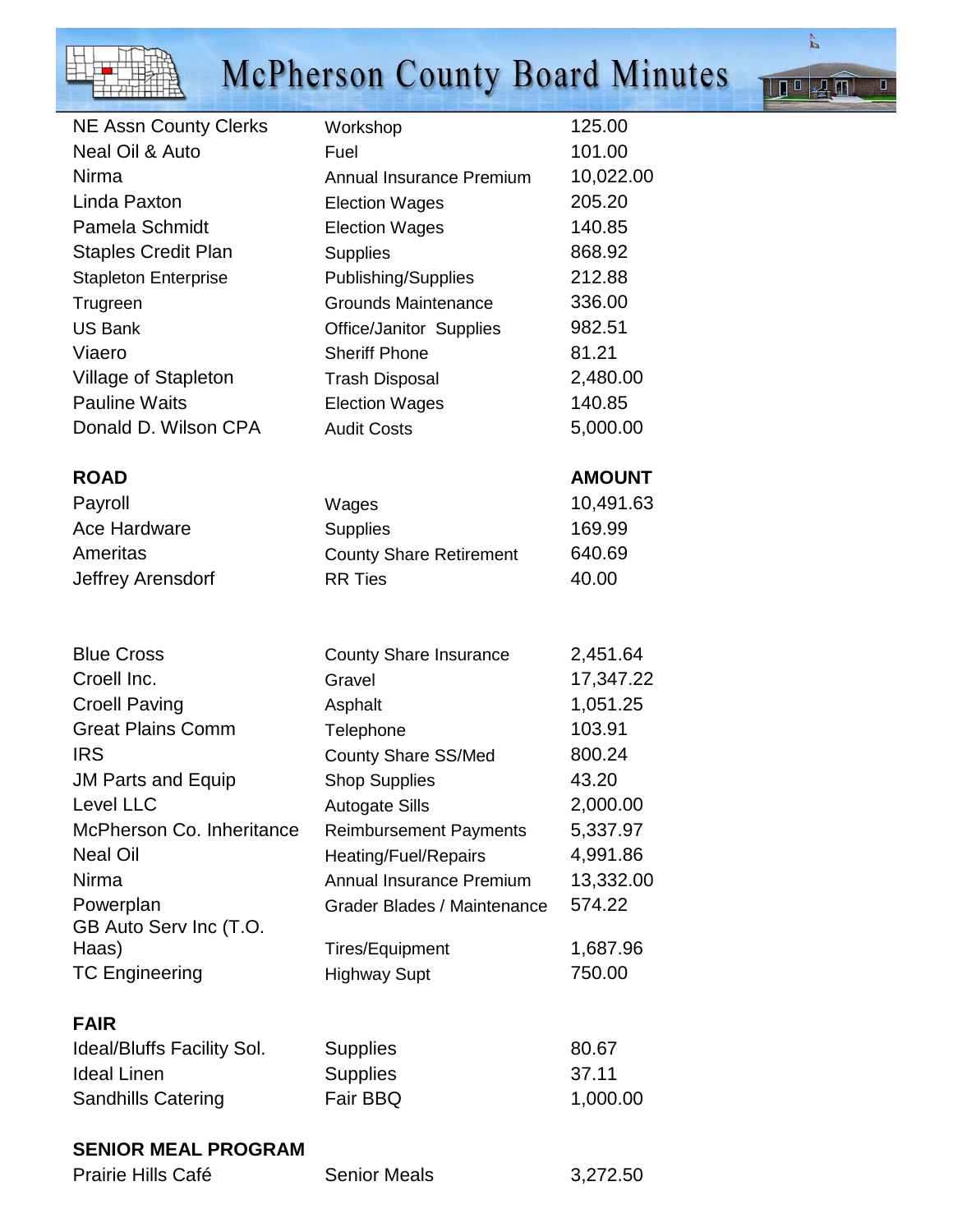| | | |
|---|---|---|
| NE Assn County Clerks | Workshop | 125.00 |
| Neal Oil & Auto | Fuel | 101.00 |
| Nirma | Annual Insurance Premium | 10,022.00 |
| Linda Paxton | Election Wages | 205.20 |
| Pamela Schmidt | Election Wages | 140.85 |
| Staples Credit Plan | Supplies | 868.92 |
| Stapleton Enterprise | Publishing/Supplies | 212.88 |
| Trugreen | Grounds Maintenance | 336.00 |
| US Bank | Office/Janitor Supplies | 982.51 |
| Viaero | Sheriff Phone | 81.21 |
| Village of Stapleton | Trash Disposal | 2,480.00 |
| Pauline Waits | Election Wages | 140.85 |
| Donald D. Wilson CPA | Audit Costs | 5,000.00 |

| **ROAD** | | **AMOUNT** |
|---|---|---|
| Payroll | Wages | 10,491.63 |
| Ace Hardware | Supplies | 169.99 |
| Ameritas | County Share Retirement | 640.69 |
| Jeffrey Arensdorf | RR Ties | 40.00 |
| Blue Cross | County Share Insurance | 2,451.64 |
| Croell Inc. | Gravel | 17,347.22 |
| Croell Paving | Asphalt | 1,051.25 |
| Great Plains Comm | Telephone | 103.91 |
| IRS | County Share SS/Med | 800.24 |
| JM Parts and Equip | Shop Supplies | 43.20 |
| Level LLC | Autogate Sills | 2,000.00 |
| McPherson Co. Inheritance | Reimbursement Payments | 5,337.97 |
| Neal Oil | Heating/Fuel/Repairs | 4,991.86 |
| Nirma | Annual Insurance Premium | 13,332.00 |
| Powerplan | Grader Blades / Maintenance | 574.22 |
| GB Auto Serv Inc (T.O. Haas) | Tires/Equipment | 1,687.96 |
| TC Engineering | Highway Supt | 750.00 |

| **FAIR** | | |
|---|---|---|
| Ideal/Bluffs Facility Sol. | Supplies | 80.67 |
| Ideal Linen | Supplies | 37.11 |
| Sandhills Catering | Fair BBQ | 1,000.00 |

| **SENIOR MEAL PROGRAM** | | |
|---|---|---|
| Prairie Hills Café | Senior Meals | 3,272.50 |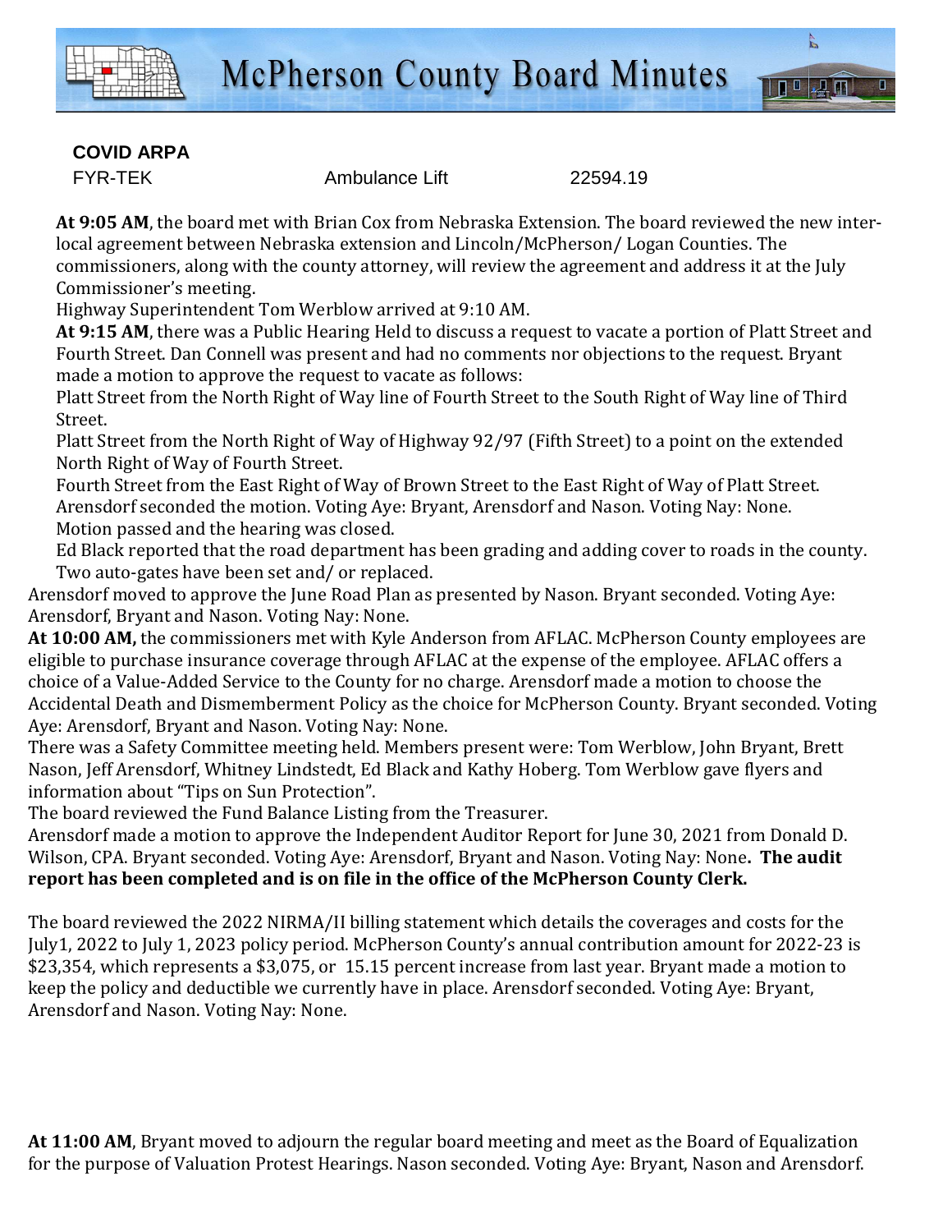**COVID ARPA**

| FYR-TEK | Ambulance Lift | 22594.19 |
|---|---|---|

**At 9:05 AM**, the board met with Brian Cox from Nebraska Extension. The board reviewed the new inter-local agreement between Nebraska extension and Lincoln/McPherson/ Logan Counties. The commissioners, along with the county attorney, will review the agreement and address it at the July Commissioner's meeting.

Highway Superintendent Tom Werblow arrived at 9:10 AM.

**At 9:15 AM**, there was a Public Hearing Held to discuss a request to vacate a portion of Platt Street and Fourth Street. Dan Connell was present and had no comments nor objections to the request. Bryant made a motion to approve the request to vacate as follows:

Platt Street from the North Right of Way line of Fourth Street to the South Right of Way line of Third Street.

Platt Street from the North Right of Way of Highway 92/97 (Fifth Street) to a point on the extended North Right of Way of Fourth Street.

Fourth Street from the East Right of Way of Brown Street to the East Right of Way of Platt Street.

Arensdorf seconded the motion. Voting Aye: Bryant, Arensdorf and Nason. Voting Nay: None. Motion passed and the hearing was closed.

Ed Black reported that the road department has been grading and adding cover to roads in the county. Two auto-gates have been set and/ or replaced.

Arensdorf moved to approve the June Road Plan as presented by Nason. Bryant seconded. Voting Aye: Arensdorf, Bryant and Nason. Voting Nay: None.

**At 10:00 AM,** the commissioners met with Kyle Anderson from AFLAC. McPherson County employees are eligible to purchase insurance coverage through AFLAC at the expense of the employee. AFLAC offers a choice of a Value-Added Service to the County for no charge. Arensdorf made a motion to choose the Accidental Death and Dismemberment Policy as the choice for McPherson County. Bryant seconded. Voting Aye: Arensdorf, Bryant and Nason. Voting Nay: None.

There was a Safety Committee meeting held. Members present were: Tom Werblow, John Bryant, Brett Nason, Jeff Arensdorf, Whitney Lindstedt, Ed Black and Kathy Hoberg. Tom Werblow gave flyers and information about "Tips on Sun Protection".

The board reviewed the Fund Balance Listing from the Treasurer.

Arensdorf made a motion to approve the Independent Auditor Report for June 30, 2021 from Donald D. Wilson, CPA. Bryant seconded. Voting Aye: Arensdorf, Bryant and Nason. Voting Nay: None**. The audit report has been completed and is on file in the office of the McPherson County Clerk.**

The board reviewed the 2022 NIRMA/II billing statement which details the coverages and costs for the July1, 2022 to July 1, 2023 policy period. McPherson County's annual contribution amount for 2022-23 is $23,354, which represents a $3,075, or 15.15 percent increase from last year. Bryant made a motion to keep the policy and deductible we currently have in place. Arensdorf seconded. Voting Aye: Bryant, Arensdorf and Nason. Voting Nay: None.

**At 11:00 AM**, Bryant moved to adjourn the regular board meeting and meet as the Board of Equalization for the purpose of Valuation Protest Hearings. Nason seconded. Voting Aye: Bryant, Nason and Arensdorf.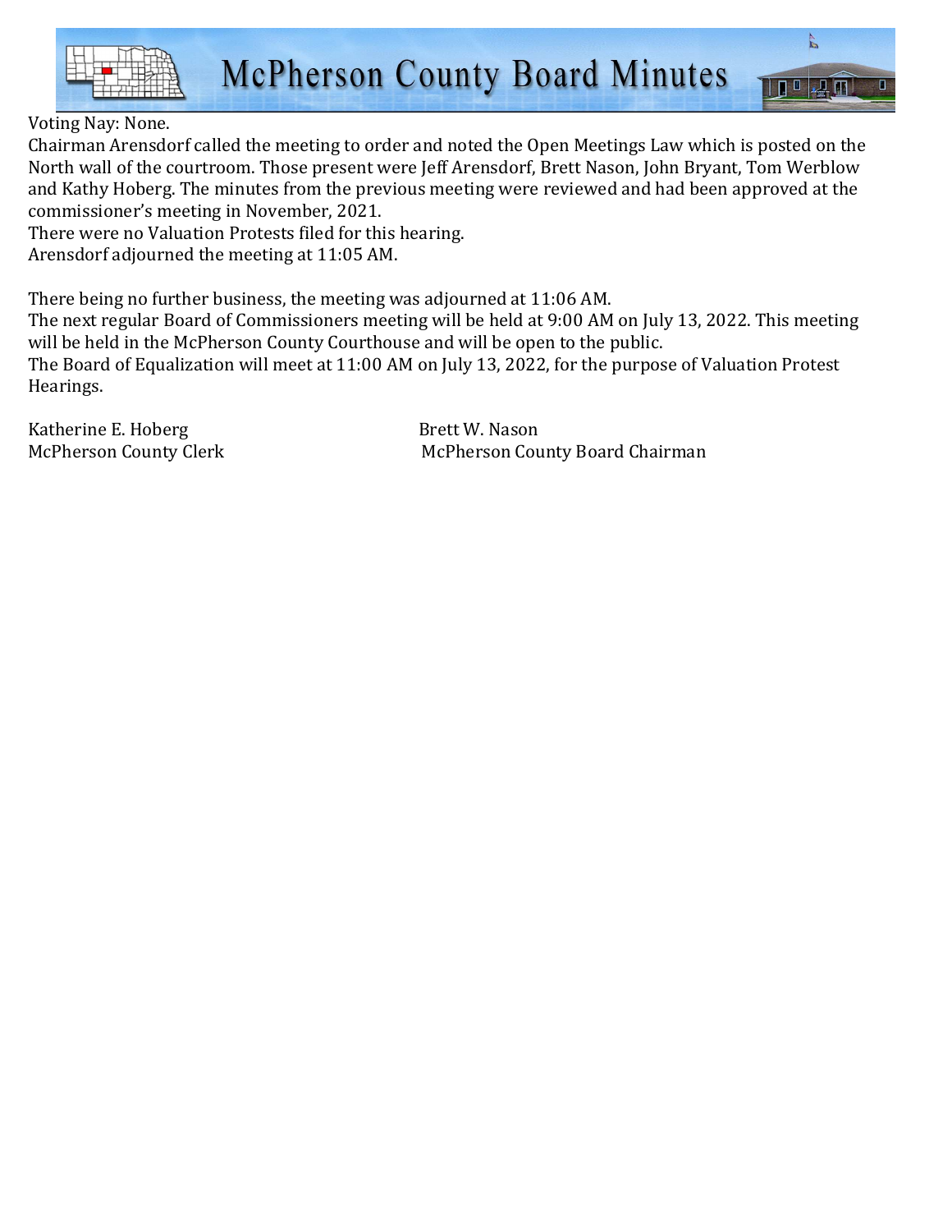Voting Nay: None.

Chairman Arensdorf called the meeting to order and noted the Open Meetings Law which is posted on the North wall of the courtroom. Those present were Jeff Arensdorf, Brett Nason, John Bryant, Tom Werblow and Kathy Hoberg. The minutes from the previous meeting were reviewed and had been approved at the commissioner's meeting in November, 2021.

There were no Valuation Protests filed for this hearing.

Arensdorf adjourned the meeting at 11:05 AM.

There being no further business, the meeting was adjourned at 11:06 AM.

The next regular Board of Commissioners meeting will be held at 9:00 AM on July 13, 2022. This meeting will be held in the McPherson County Courthouse and will be open to the public.

The Board of Equalization will meet at 11:00 AM on July 13, 2022, for the purpose of Valuation Protest Hearings.

Katherine E. Hoberg
McPherson County Clerk

Brett W. Nason
McPherson County Board Chairman